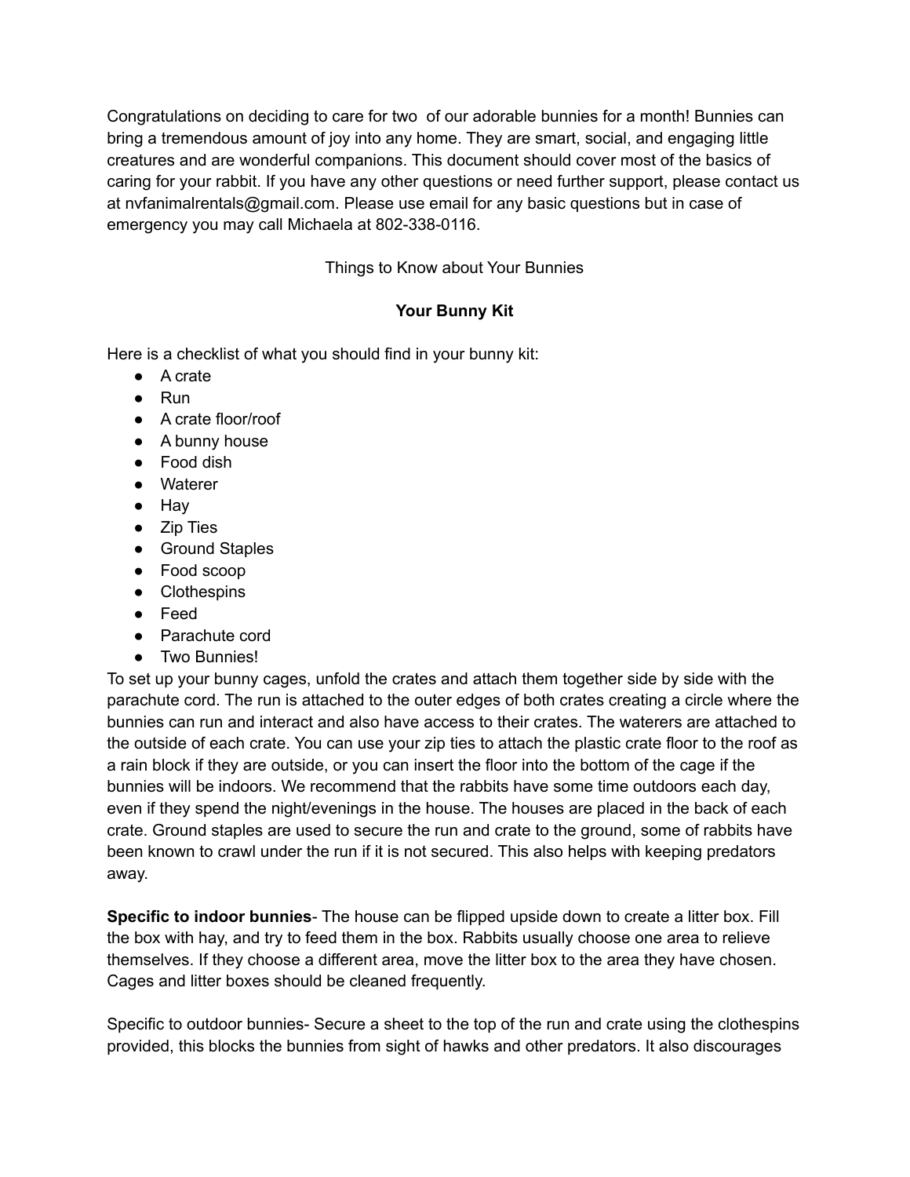Congratulations on deciding to care for two of our adorable bunnies for a month! Bunnies can bring a tremendous amount of joy into any home. They are smart, social, and engaging little creatures and are wonderful companions. This document should cover most of the basics of caring for your rabbit. If you have any other questions or need further support, please contact us at nvfanimalrentals@gmail.com. Please use email for any basic questions but in case of emergency you may call Michaela at 802-338-0116.

Things to Know about Your Bunnies

## Your Bunny Kit

Here is a checklist of what you should find in your bunny kit:

- A crate
- Run
- A crate floor/roof
- A bunny house
- Food dish
- Waterer
- Hay
- Zip Ties
- Ground Staples
- Food scoop
- Clothespins
- Feed
- Parachute cord
- Two Bunnies!

To set up your bunny cages, unfold the crates and attach them together side by side with the parachute cord. The run is attached to the outer edges of both crates creating a circle where the bunnies can run and interact and also have access to their crates. The waterers are attached to the outside of each crate. You can use your zip ties to attach the plastic crate floor to the roof as a rain block if they are outside, or you can insert the floor into the bottom of the cage if the bunnies will be indoors. We recommend that the rabbits have some time outdoors each day, even if they spend the night/evenings in the house. The houses are placed in the back of each crate. Ground staples are used to secure the run and crate to the ground, some of rabbits have been known to crawl under the run if it is not secured. This also helps with keeping predators away.

**Specific to indoor bunnies**- The house can be flipped upside down to create a litter box. Fill the box with hay, and try to feed them in the box. Rabbits usually choose one area to relieve themselves. If they choose a different area, move the litter box to the area they have chosen. Cages and litter boxes should be cleaned frequently.

Specific to outdoor bunnies- Secure a sheet to the top of the run and crate using the clothespins provided, this blocks the bunnies from sight of hawks and other predators. It also discourages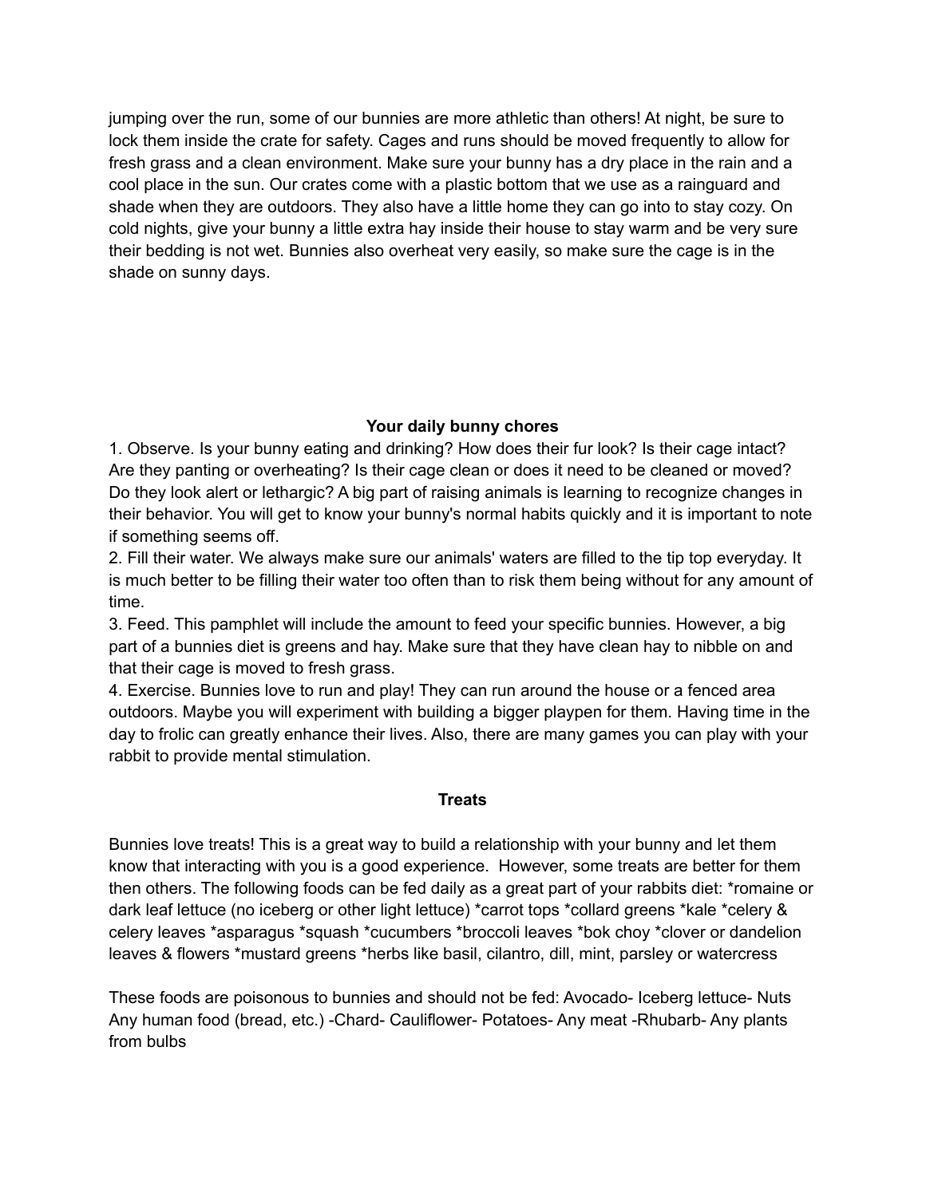jumping over the run, some of our bunnies are more athletic than others! At night, be sure to lock them inside the crate for safety. Cages and runs should be moved frequently to allow for fresh grass and a clean environment. Make sure your bunny has a dry place in the rain and a cool place in the sun. Our crates come with a plastic bottom that we use as a rainguard and shade when they are outdoors. They also have a little home they can go into to stay cozy. On cold nights, give your bunny a little extra hay inside their house to stay warm and be very sure their bedding is not wet. Bunnies also overheat very easily, so make sure the cage is in the shade on sunny days.

**Your daily bunny chores**

1. Observe. Is your bunny eating and drinking? How does their fur look? Is their cage intact? Are they panting or overheating? Is their cage clean or does it need to be cleaned or moved? Do they look alert or lethargic? A big part of raising animals is learning to recognize changes in their behavior. You will get to know your bunny's normal habits quickly and it is important to note if something seems off.
2. Fill their water. We always make sure our animals' waters are filled to the tip top everyday. It is much better to be filling their water too often than to risk them being without for any amount of time.
3. Feed. This pamphlet will include the amount to feed your specific bunnies. However, a big part of a bunnies diet is greens and hay. Make sure that they have clean hay to nibble on and that their cage is moved to fresh grass.
4. Exercise. Bunnies love to run and play! They can run around the house or a fenced area outdoors. Maybe you will experiment with building a bigger playpen for them. Having time in the day to frolic can greatly enhance their lives. Also, there are many games you can play with your rabbit to provide mental stimulation.

**Treats**

Bunnies love treats! This is a great way to build a relationship with your bunny and let them know that interacting with you is a good experience. However, some treats are better for them then others. The following foods can be fed daily as a great part of your rabbits diet: *romaine or dark leaf lettuce (no iceberg or other light lettuce) *carrot tops *collard greens *kale *celery & celery leaves *asparagus *squash *cucumbers *broccoli leaves *bok choy *clover or dandelion leaves & flowers *mustard greens *herbs like basil, cilantro, dill, mint, parsley or watercress

These foods are poisonous to bunnies and should not be fed: Avocado- Iceberg lettuce- Nuts Any human food (bread, etc.) -Chard- Cauliflower- Potatoes- Any meat -Rhubarb- Any plants from bulbs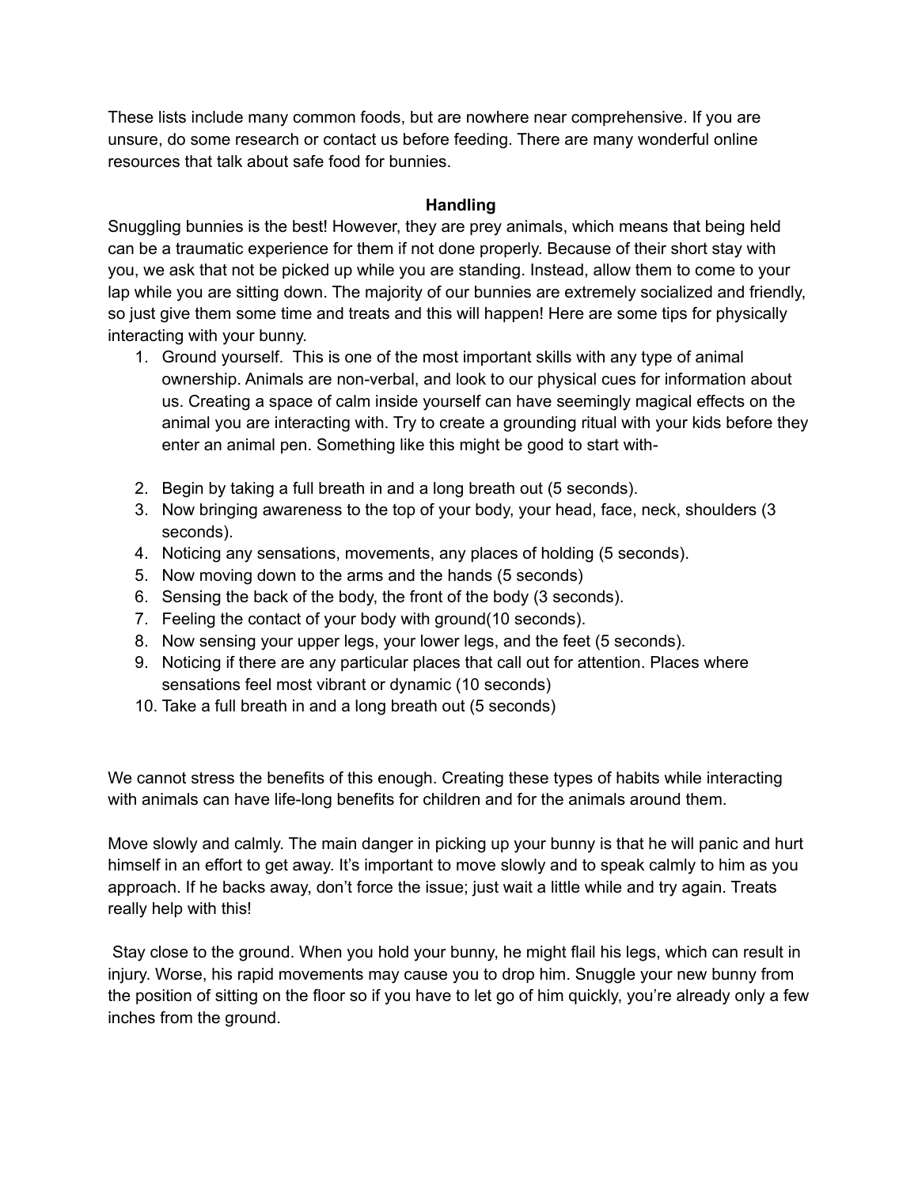These lists include many common foods, but are nowhere near comprehensive. If you are unsure, do some research or contact us before feeding. There are many wonderful online resources that talk about safe food for bunnies.

## Handling

Snuggling bunnies is the best! However, they are prey animals, which means that being held can be a traumatic experience for them if not done properly. Because of their short stay with you, we ask that not be picked up while you are standing. Instead, allow them to come to your lap while you are sitting down. The majority of our bunnies are extremely socialized and friendly, so just give them some time and treats and this will happen! Here are some tips for physically interacting with your bunny.

1. Ground yourself. This is one of the most important skills with any type of animal ownership. Animals are non-verbal, and look to our physical cues for information about us. Creating a space of calm inside yourself can have seemingly magical effects on the animal you are interacting with. Try to create a grounding ritual with your kids before they enter an animal pen. Something like this might be good to start with-

2. Begin by taking a full breath in and a long breath out (5 seconds).
3. Now bringing awareness to the top of your body, your head, face, neck, shoulders (3 seconds).
4. Noticing any sensations, movements, any places of holding (5 seconds).
5. Now moving down to the arms and the hands (5 seconds)
6. Sensing the back of the body, the front of the body (3 seconds).
7. Feeling the contact of your body with ground(10 seconds).
8. Now sensing your upper legs, your lower legs, and the feet (5 seconds).
9. Noticing if there are any particular places that call out for attention. Places where sensations feel most vibrant or dynamic (10 seconds)
10. Take a full breath in and a long breath out (5 seconds)

We cannot stress the benefits of this enough. Creating these types of habits while interacting with animals can have life-long benefits for children and for the animals around them.

Move slowly and calmly. The main danger in picking up your bunny is that he will panic and hurt himself in an effort to get away. It's important to move slowly and to speak calmly to him as you approach. If he backs away, don't force the issue; just wait a little while and try again. Treats really help with this!

Stay close to the ground. When you hold your bunny, he might flail his legs, which can result in injury. Worse, his rapid movements may cause you to drop him. Snuggle your new bunny from the position of sitting on the floor so if you have to let go of him quickly, you're already only a few inches from the ground.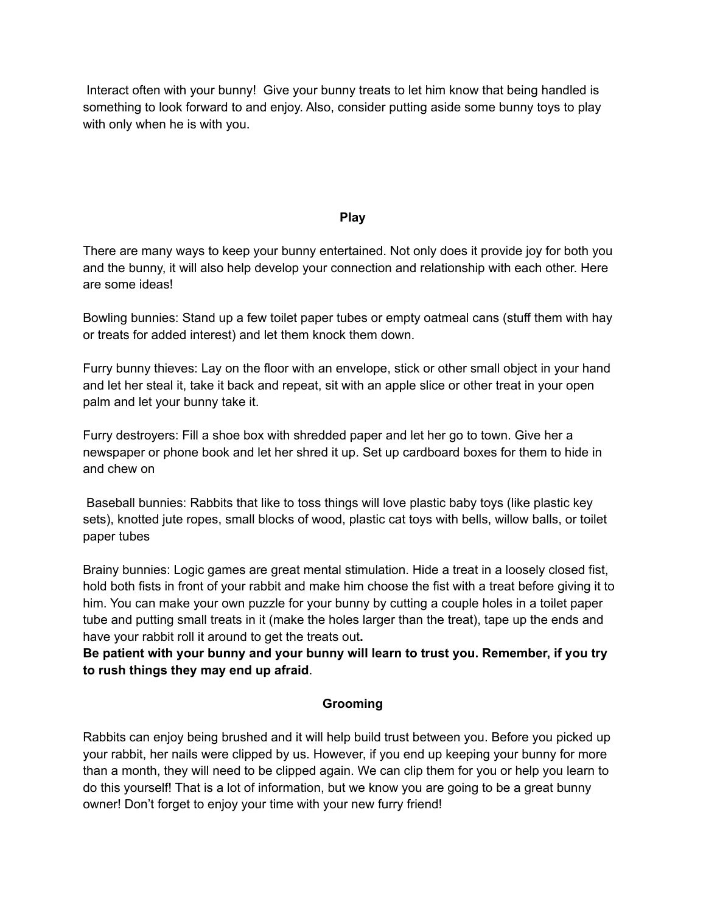Interact often with your bunny! Give your bunny treats to let him know that being handled is something to look forward to and enjoy. Also, consider putting aside some bunny toys to play with only when he is with you.

## Play

There are many ways to keep your bunny entertained. Not only does it provide joy for both you and the bunny, it will also help develop your connection and relationship with each other. Here are some ideas!

Bowling bunnies: Stand up a few toilet paper tubes or empty oatmeal cans (stuff them with hay or treats for added interest) and let them knock them down.

Furry bunny thieves: Lay on the floor with an envelope, stick or other small object in your hand and let her steal it, take it back and repeat, sit with an apple slice or other treat in your open palm and let your bunny take it.

Furry destroyers: Fill a shoe box with shredded paper and let her go to town. Give her a newspaper or phone book and let her shred it up. Set up cardboard boxes for them to hide in and chew on

Baseball bunnies: Rabbits that like to toss things will love plastic baby toys (like plastic key sets), knotted jute ropes, small blocks of wood, plastic cat toys with bells, willow balls, or toilet paper tubes

Brainy bunnies: Logic games are great mental stimulation. Hide a treat in a loosely closed fist, hold both fists in front of your rabbit and make him choose the fist with a treat before giving it to him. You can make your own puzzle for your bunny by cutting a couple holes in a toilet paper tube and putting small treats in it (make the holes larger than the treat), tape up the ends and have your rabbit roll it around to get the treats out.

**Be patient with your bunny and your bunny will learn to trust you. Remember, if you try to rush things they may end up afraid**.

## Grooming

Rabbits can enjoy being brushed and it will help build trust between you. Before you picked up your rabbit, her nails were clipped by us. However, if you end up keeping your bunny for more than a month, they will need to be clipped again. We can clip them for you or help you learn to do this yourself! That is a lot of information, but we know you are going to be a great bunny owner! Don't forget to enjoy your time with your new furry friend!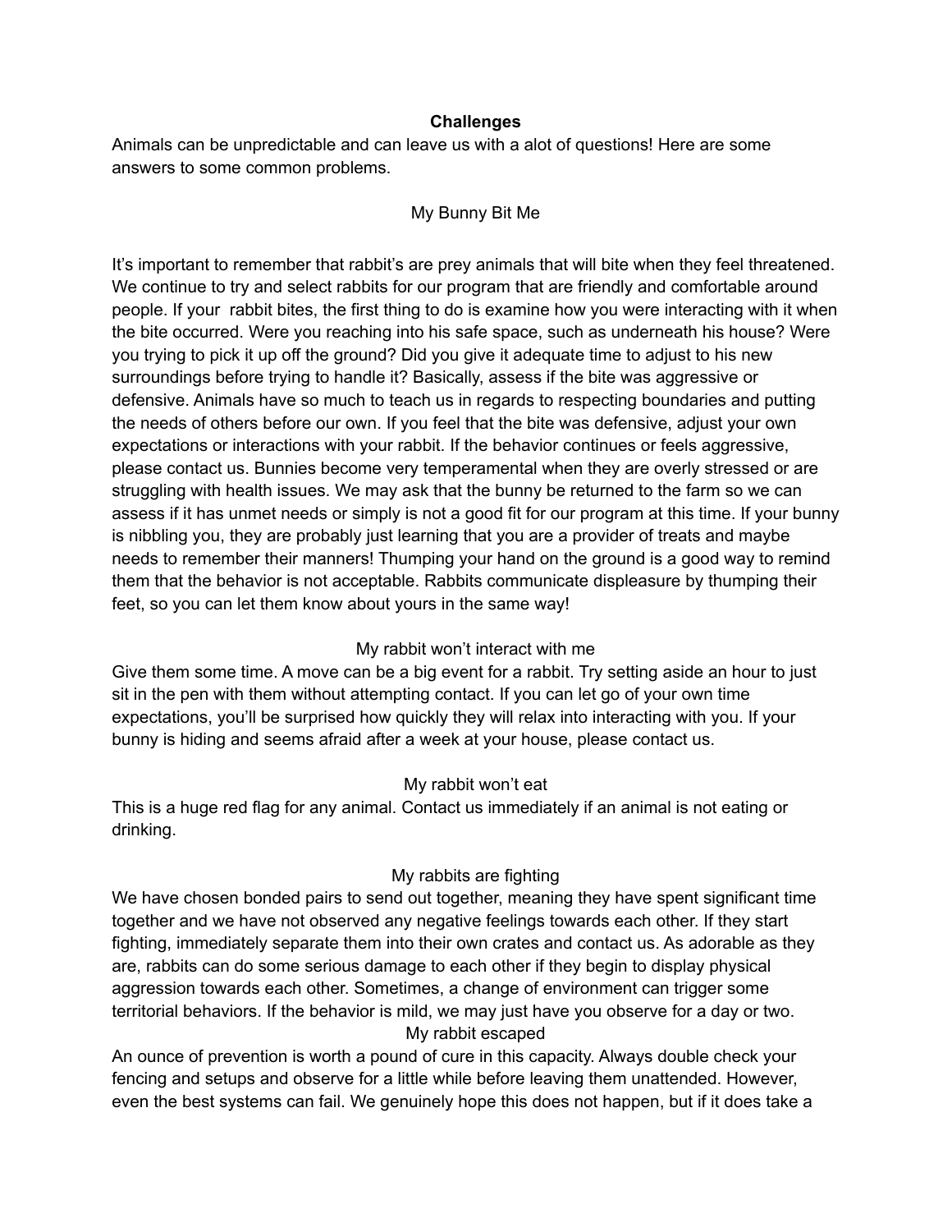## Challenges

Animals can be unpredictable and can leave us with a alot of questions! Here are some answers to some common problems.

### My Bunny Bit Me

It's important to remember that rabbit's are prey animals that will bite when they feel threatened. We continue to try and select rabbits for our program that are friendly and comfortable around people. If your rabbit bites, the first thing to do is examine how you were interacting with it when the bite occurred. Were you reaching into his safe space, such as underneath his house? Were you trying to pick it up off the ground? Did you give it adequate time to adjust to his new surroundings before trying to handle it? Basically, assess if the bite was aggressive or defensive. Animals have so much to teach us in regards to respecting boundaries and putting the needs of others before our own. If you feel that the bite was defensive, adjust your own expectations or interactions with your rabbit. If the behavior continues or feels aggressive, please contact us. Bunnies become very temperamental when they are overly stressed or are struggling with health issues. We may ask that the bunny be returned to the farm so we can assess if it has unmet needs or simply is not a good fit for our program at this time. If your bunny is nibbling you, they are probably just learning that you are a provider of treats and maybe needs to remember their manners! Thumping your hand on the ground is a good way to remind them that the behavior is not acceptable. Rabbits communicate displeasure by thumping their feet, so you can let them know about yours in the same way!

### My rabbit won't interact with me

Give them some time. A move can be a big event for a rabbit. Try setting aside an hour to just sit in the pen with them without attempting contact. If you can let go of your own time expectations, you'll be surprised how quickly they will relax into interacting with you. If your bunny is hiding and seems afraid after a week at your house, please contact us.

### My rabbit won't eat

This is a huge red flag for any animal. Contact us immediately if an animal is not eating or drinking.

### My rabbits are fighting

We have chosen bonded pairs to send out together, meaning they have spent significant time together and we have not observed any negative feelings towards each other. If they start fighting, immediately separate them into their own crates and contact us. As adorable as they are, rabbits can do some serious damage to each other if they begin to display physical aggression towards each other. Sometimes, a change of environment can trigger some territorial behaviors. If the behavior is mild, we may just have you observe for a day or two.

### My rabbit escaped

An ounce of prevention is worth a pound of cure in this capacity. Always double check your fencing and setups and observe for a little while before leaving them unattended. However, even the best systems can fail. We genuinely hope this does not happen, but if it does take a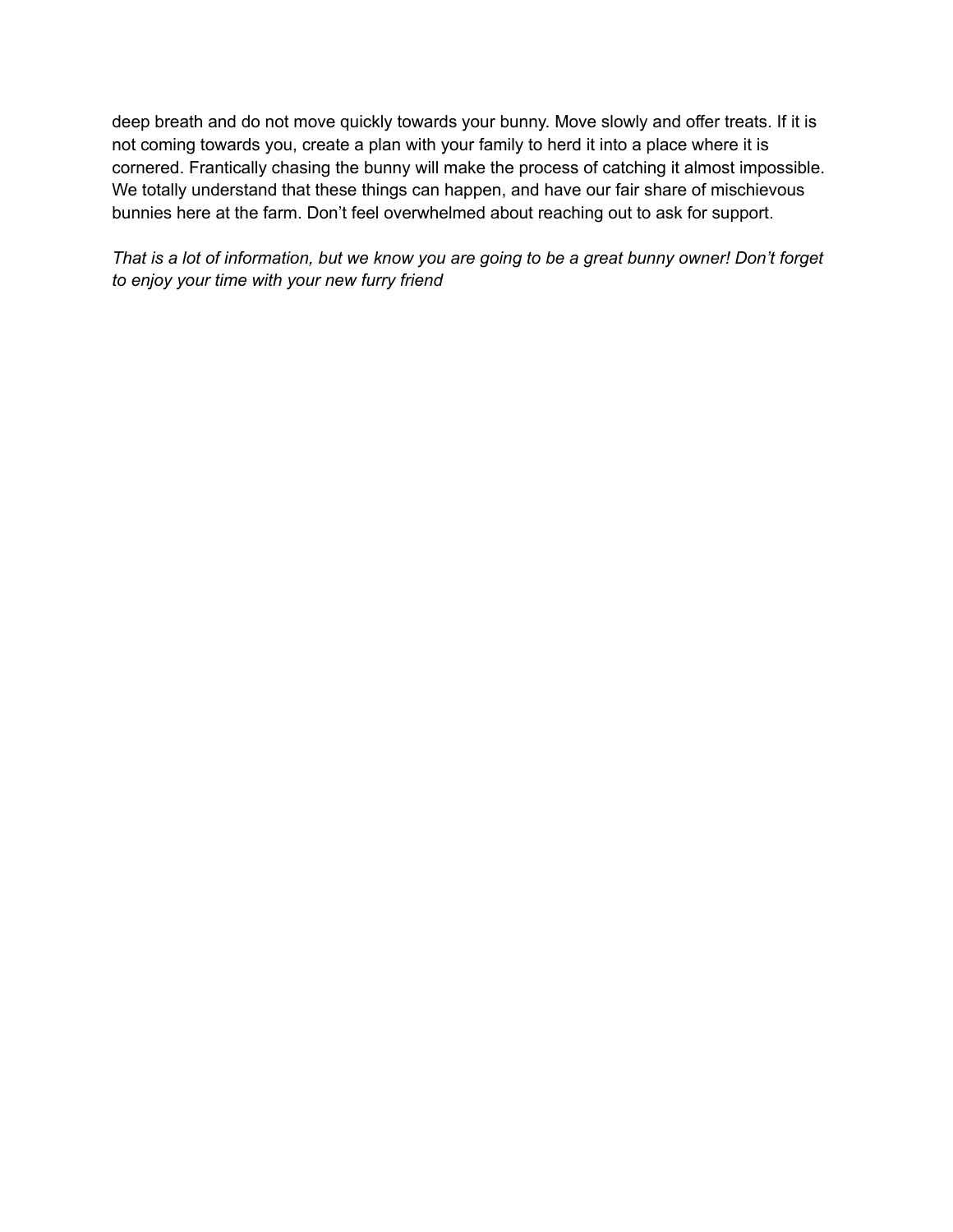deep breath and do not move quickly towards your bunny. Move slowly and offer treats. If it is not coming towards you, create a plan with your family to herd it into a place where it is cornered. Frantically chasing the bunny will make the process of catching it almost impossible. We totally understand that these things can happen, and have our fair share of mischievous bunnies here at the farm. Don't feel overwhelmed about reaching out to ask for support.

*That is a lot of information, but we know you are going to be a great bunny owner! Don't forget to enjoy your time with your new furry friend*